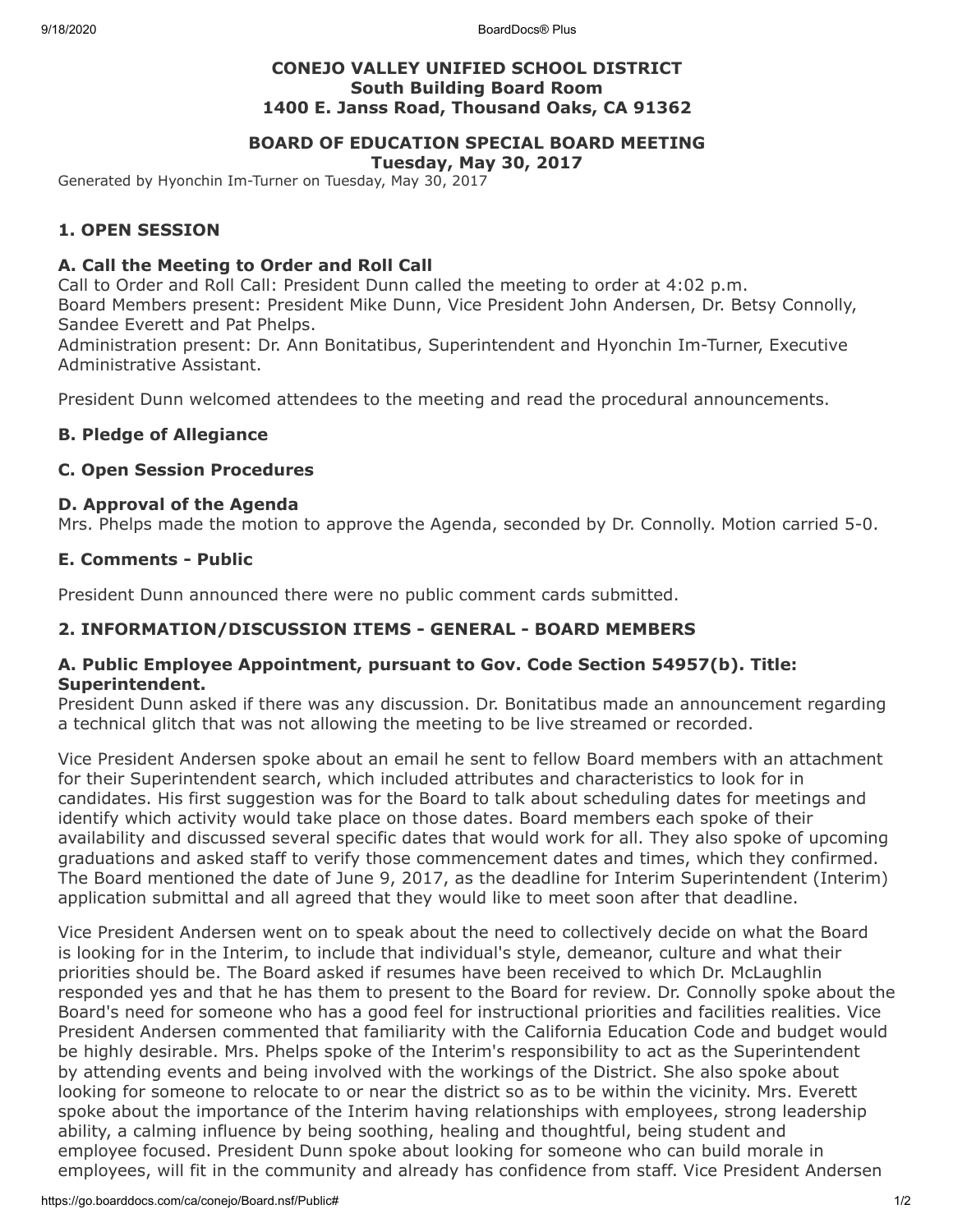**CONEJO VALLEY UNIFIED SCHOOL DISTRICT**
**South Building Board Room**
**1400 E. Janss Road, Thousand Oaks, CA 91362**

**BOARD OF EDUCATION SPECIAL BOARD MEETING**
**Tuesday, May 30, 2017**

Generated by Hyonchin Im-Turner on Tuesday, May 30, 2017

## 1. OPEN SESSION

### A. Call the Meeting to Order and Roll Call

Call to Order and Roll Call: President Dunn called the meeting to order at 4:02 p.m.
Board Members present: President Mike Dunn, Vice President John Andersen, Dr. Betsy Connolly, Sandee Everett and Pat Phelps.
Administration present: Dr. Ann Bonitatibus, Superintendent and Hyonchin Im-Turner, Executive Administrative Assistant.

President Dunn welcomed attendees to the meeting and read the procedural announcements.

### B. Pledge of Allegiance

### C. Open Session Procedures

### D. Approval of the Agenda

Mrs. Phelps made the motion to approve the Agenda, seconded by Dr. Connolly. Motion carried 5-0.

### E. Comments - Public

President Dunn announced there were no public comment cards submitted.

## 2. INFORMATION/DISCUSSION ITEMS - GENERAL - BOARD MEMBERS

### A. Public Employee Appointment, pursuant to Gov. Code Section 54957(b). Title: Superintendent.

President Dunn asked if there was any discussion. Dr. Bonitatibus made an announcement regarding a technical glitch that was not allowing the meeting to be live streamed or recorded.

Vice President Andersen spoke about an email he sent to fellow Board members with an attachment for their Superintendent search, which included attributes and characteristics to look for in candidates. His first suggestion was for the Board to talk about scheduling dates for meetings and identify which activity would take place on those dates. Board members each spoke of their availability and discussed several specific dates that would work for all. They also spoke of upcoming graduations and asked staff to verify those commencement dates and times, which they confirmed. The Board mentioned the date of June 9, 2017, as the deadline for Interim Superintendent (Interim) application submittal and all agreed that they would like to meet soon after that deadline.

Vice President Andersen went on to speak about the need to collectively decide on what the Board is looking for in the Interim, to include that individual's style, demeanor, culture and what their priorities should be. The Board asked if resumes have been received to which Dr. McLaughlin responded yes and that he has them to present to the Board for review. Dr. Connolly spoke about the Board's need for someone who has a good feel for instructional priorities and facilities realities. Vice President Andersen commented that familiarity with the California Education Code and budget would be highly desirable. Mrs. Phelps spoke of the Interim's responsibility to act as the Superintendent by attending events and being involved with the workings of the District. She also spoke about looking for someone to relocate to or near the district so as to be within the vicinity. Mrs. Everett spoke about the importance of the Interim having relationships with employees, strong leadership ability, a calming influence by being soothing, healing and thoughtful, being student and employee focused. President Dunn spoke about looking for someone who can build morale in employees, will fit in the community and already has confidence from staff. Vice President Andersen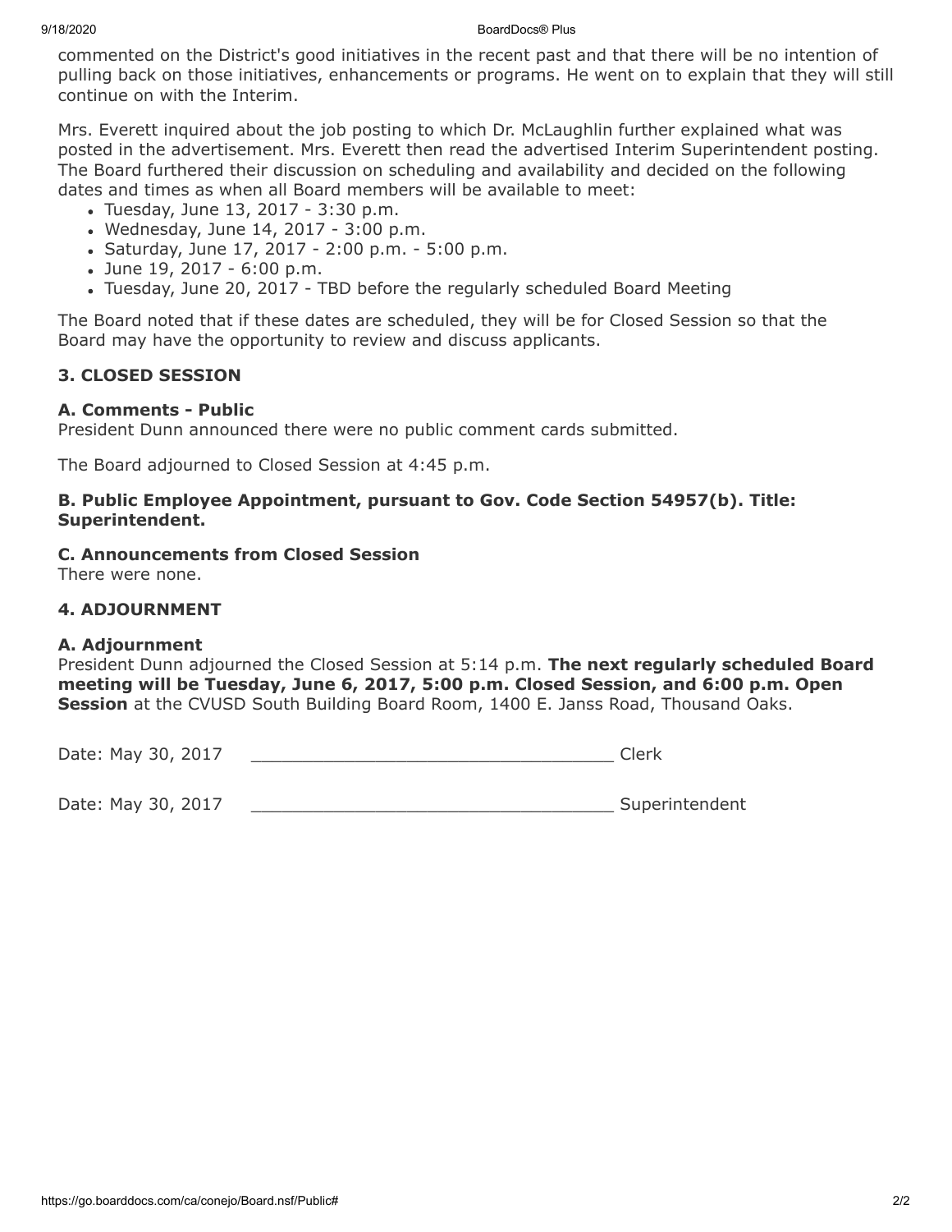commented on the District's good initiatives in the recent past and that there will be no intention of pulling back on those initiatives, enhancements or programs. He went on to explain that they will still continue on with the Interim.

Mrs. Everett inquired about the job posting to which Dr. McLaughlin further explained what was posted in the advertisement. Mrs. Everett then read the advertised Interim Superintendent posting. The Board furthered their discussion on scheduling and availability and decided on the following dates and times as when all Board members will be available to meet:

- Tuesday, June 13, 2017 - 3:30 p.m.
- Wednesday, June 14, 2017 - 3:00 p.m.
- Saturday, June 17, 2017 - 2:00 p.m. - 5:00 p.m.
- June 19, 2017 - 6:00 p.m.
- Tuesday, June 20, 2017 - TBD before the regularly scheduled Board Meeting

The Board noted that if these dates are scheduled, they will be for Closed Session so that the Board may have the opportunity to review and discuss applicants.

### 3. CLOSED SESSION

#### A. Comments - Public

President Dunn announced there were no public comment cards submitted.

The Board adjourned to Closed Session at 4:45 p.m.

#### B. Public Employee Appointment, pursuant to Gov. Code Section 54957(b). Title: Superintendent.

#### C. Announcements from Closed Session

There were none.

### 4. ADJOURNMENT

#### A. Adjournment

President Dunn adjourned the Closed Session at 5:14 p.m. **The next regularly scheduled Board meeting will be Tuesday, June 6, 2017, 5:00 p.m. Closed Session, and 6:00 p.m. Open Session** at the CVUSD South Building Board Room, 1400 E. Janss Road, Thousand Oaks.

Date: May 30, 2017 ___________________________________ Clerk

Date: May 30, 2017 ___________________________________ Superintendent